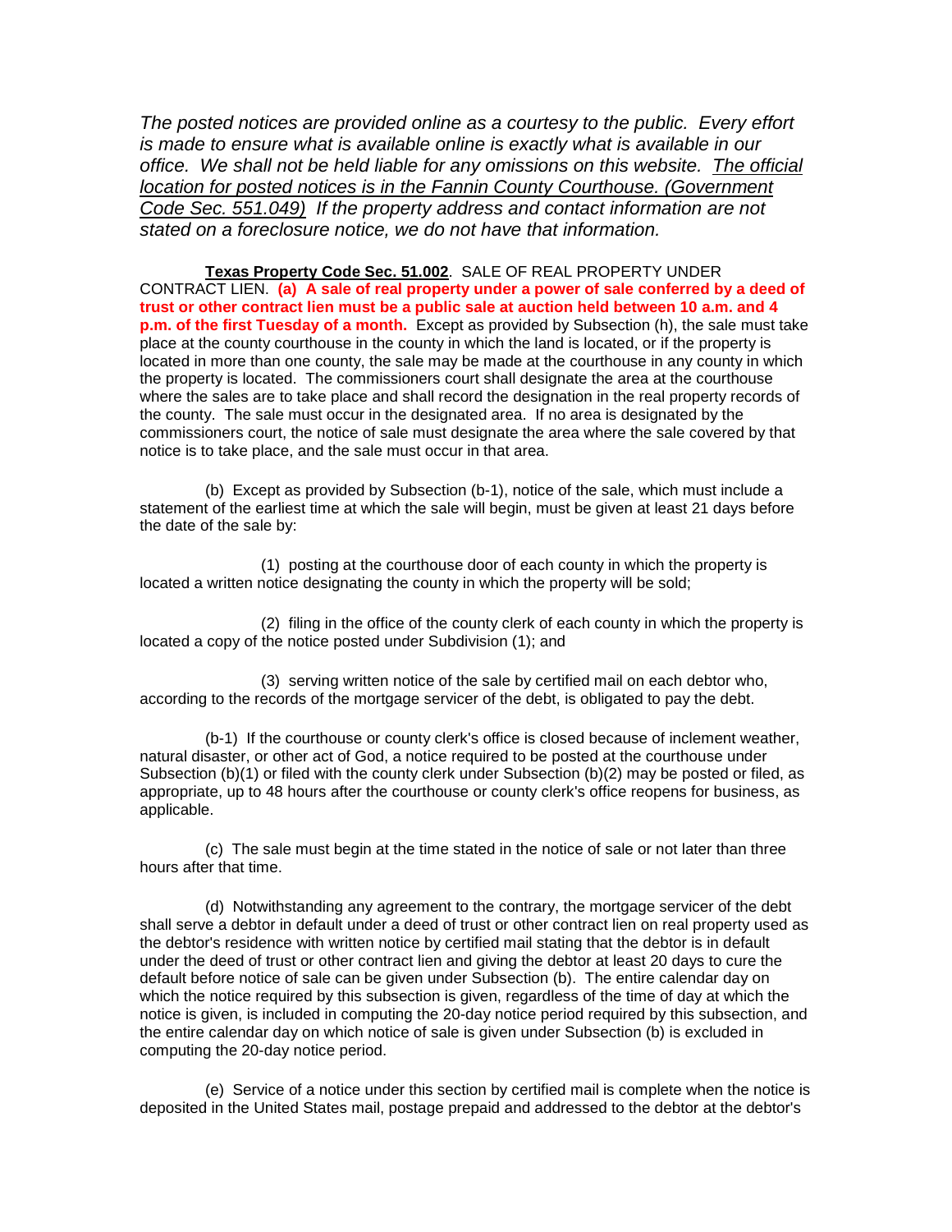*The posted notices are provided online as a courtesy to the public. Every effort is made to ensure what is available online is exactly what is available in our office. We shall not be held liable for any omissions on this website. The official location for posted notices is in the Fannin County Courthouse. (Government Code Sec. 551.049) If the property address and contact information are not stated on a foreclosure notice, we do not have that information.*

**Texas Property Code Sec. 51.002**. SALE OF REAL PROPERTY UNDER CONTRACT LIEN. **(a) A sale of real property under a power of sale conferred by a deed of trust or other contract lien must be a public sale at auction held between 10 a.m. and 4 p.m. of the first Tuesday of a month.** Except as provided by Subsection (h), the sale must take place at the county courthouse in the county in which the land is located, or if the property is located in more than one county, the sale may be made at the courthouse in any county in which the property is located. The commissioners court shall designate the area at the courthouse where the sales are to take place and shall record the designation in the real property records of the county. The sale must occur in the designated area. If no area is designated by the commissioners court, the notice of sale must designate the area where the sale covered by that notice is to take place, and the sale must occur in that area.

(b) Except as provided by Subsection (b-1), notice of the sale, which must include a statement of the earliest time at which the sale will begin, must be given at least 21 days before the date of the sale by:

(1) posting at the courthouse door of each county in which the property is located a written notice designating the county in which the property will be sold;

(2) filing in the office of the county clerk of each county in which the property is located a copy of the notice posted under Subdivision (1); and

(3) serving written notice of the sale by certified mail on each debtor who, according to the records of the mortgage servicer of the debt, is obligated to pay the debt.

(b-1) If the courthouse or county clerk's office is closed because of inclement weather, natural disaster, or other act of God, a notice required to be posted at the courthouse under Subsection (b)(1) or filed with the county clerk under Subsection (b)(2) may be posted or filed, as appropriate, up to 48 hours after the courthouse or county clerk's office reopens for business, as applicable.

(c) The sale must begin at the time stated in the notice of sale or not later than three hours after that time.

(d) Notwithstanding any agreement to the contrary, the mortgage servicer of the debt shall serve a debtor in default under a deed of trust or other contract lien on real property used as the debtor's residence with written notice by certified mail stating that the debtor is in default under the deed of trust or other contract lien and giving the debtor at least 20 days to cure the default before notice of sale can be given under Subsection (b). The entire calendar day on which the notice required by this subsection is given, regardless of the time of day at which the notice is given, is included in computing the 20-day notice period required by this subsection, and the entire calendar day on which notice of sale is given under Subsection (b) is excluded in computing the 20-day notice period.

(e) Service of a notice under this section by certified mail is complete when the notice is deposited in the United States mail, postage prepaid and addressed to the debtor at the debtor's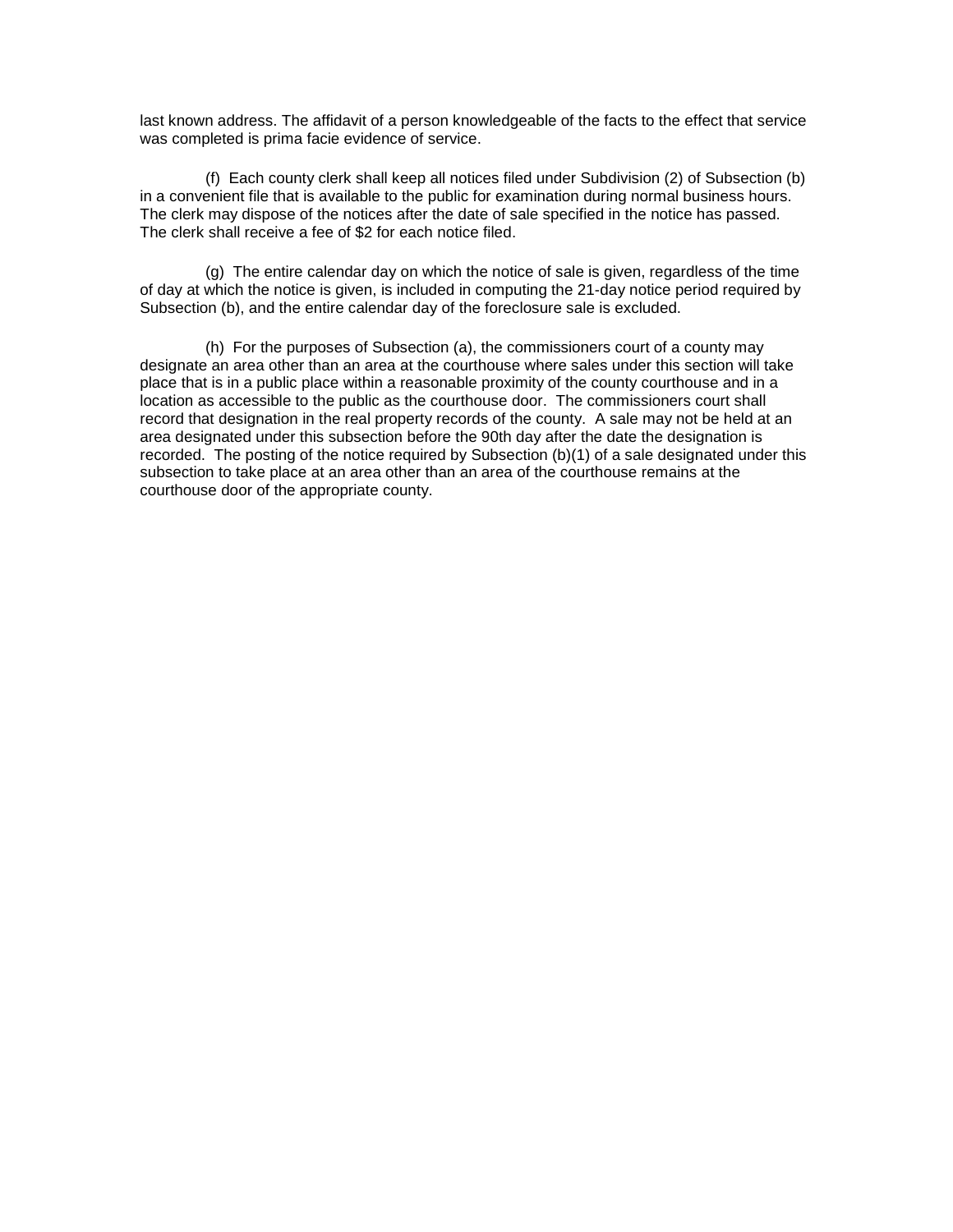last known address. The affidavit of a person knowledgeable of the facts to the effect that service was completed is prima facie evidence of service.

(f) Each county clerk shall keep all notices filed under Subdivision (2) of Subsection (b) in a convenient file that is available to the public for examination during normal business hours. The clerk may dispose of the notices after the date of sale specified in the notice has passed. The clerk shall receive a fee of $2 for each notice filed.

(g) The entire calendar day on which the notice of sale is given, regardless of the time of day at which the notice is given, is included in computing the 21-day notice period required by Subsection (b), and the entire calendar day of the foreclosure sale is excluded.

(h) For the purposes of Subsection (a), the commissioners court of a county may designate an area other than an area at the courthouse where sales under this section will take place that is in a public place within a reasonable proximity of the county courthouse and in a location as accessible to the public as the courthouse door. The commissioners court shall record that designation in the real property records of the county. A sale may not be held at an area designated under this subsection before the 90th day after the date the designation is recorded. The posting of the notice required by Subsection (b)(1) of a sale designated under this subsection to take place at an area other than an area of the courthouse remains at the courthouse door of the appropriate county.